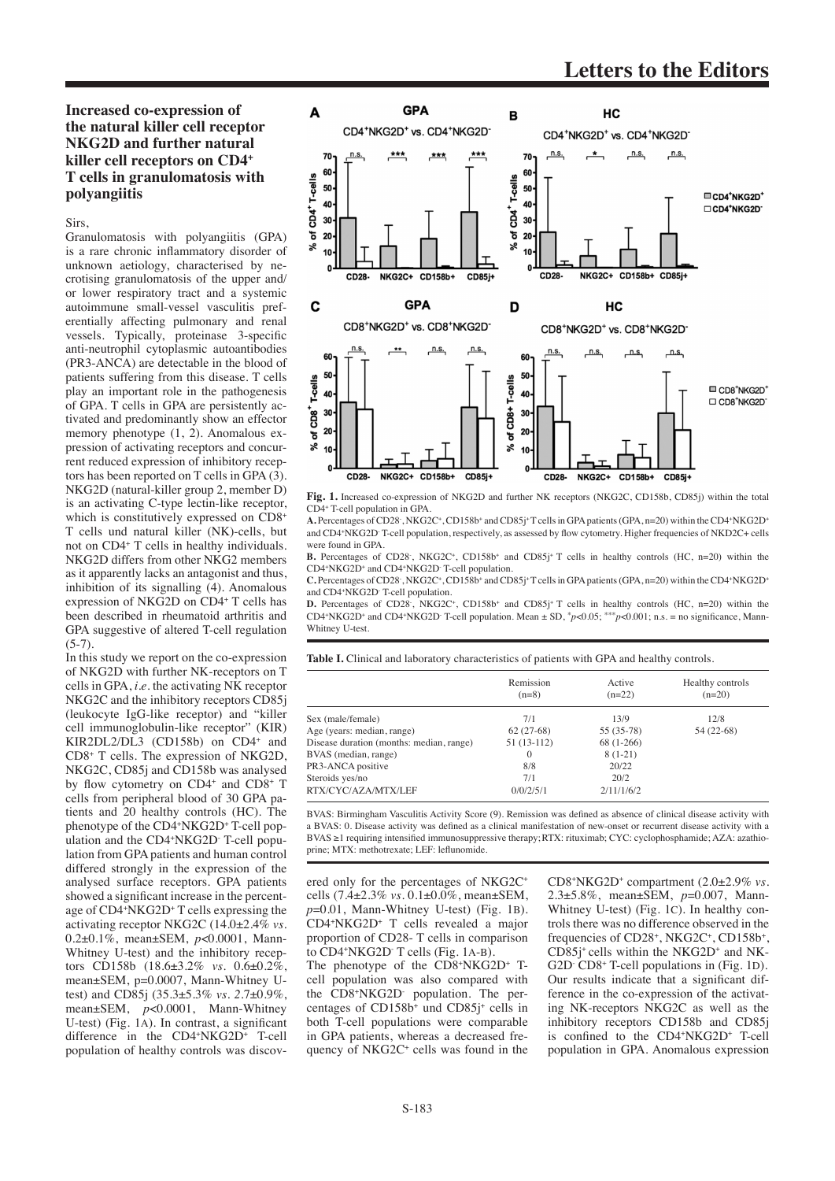# Increased co-expression of the natural killer cell receptor NKG2D and further natural killer cell receptors on CD4+ T cells in granulomatosis with polyangiitis

Sirs,

Granulomatosis with polyangiitis (GPA) is a rare chronic inflammatory disorder of unknown aetiology, characterised by necrotising granulomatosis of the upper and/or lower respiratory tract and a systemic autoimmune small-vessel vasculitis preferentially affecting pulmonary and renal vessels. Typically, proteinase 3-specific anti-neutrophil cytoplasmic autoantibodies (PR3-ANCA) are detectable in the blood of patients suffering from this disease. T cells play an important role in the pathogenesis of GPA. T cells in GPA are persistently activated and predominantly show an effector memory phenotype (1, 2). Anomalous expression of activating receptors and concurrent reduced expression of inhibitory receptors has been reported on T cells in GPA (3). NKG2D (natural-killer group 2, member D) is an activating C-type lectin-like receptor, which is constitutively expressed on $CD8^+$ T cells und natural killer (NK)-cells, but not on $CD4^+$ T cells in healthy individuals. NKG2D differs from other NKG2 members as it apparently lacks an antagonist and thus, inhibition of its signalling (4). Anomalous expression of NKG2D on $CD4^+$ T cells has been described in rheumatoid arthritis and GPA suggestive of altered T-cell regulation (5-7).

In this study we report on the co-expression of NKG2D with further NK-receptors on T cells in GPA, *i.e.* the activating NK receptor NKG2C and the inhibitory receptors CD85j (leukocyte IgG-like receptor) and "killer cell immunoglobulin-like receptor" (KIR) KIR2DL2/DL3 (CD158b) on $CD4^+$ and $CD8^+$ T cells. The expression of NKG2D, NKG2C, CD85j and CD158b was analysed by flow cytometry on $CD4^+$ and $CD8^+$ T cells from peripheral blood of 30 GPA patients and 20 healthy controls (HC). The phenotype of the $CD4^+NKG2D^+$ T-cell population and the $CD4^+NKG2D^-$ T-cell population from GPA patients and human control differed strongly in the expression of the analysed surface receptors. GPA patients showed a significant increase in the percentage of $CD4^+NKG2D^+$ T cells expressing the activating receptor NKG2C (14.0±2.4% *vs.* 0.2±0.1%, mean±SEM, $p<0.0001$, Mann-Whitney U-test) and the inhibitory receptors CD158b (18.6±3.2% *vs.* 0.6±0.2%, mean±SEM, $p=0.0007$, Mann-Whitney U-test) and CD85j (35.3±5.3% *vs.* 2.7±0.9%, mean±SEM, $p<0.0001$, Mann-Whitney U-test) (Fig. 1A). In contrast, a significant difference in the $CD4^+NKG2D^+$ T-cell population of healthy controls was discovered only for the percentages of $NKG2C^+$ cells (7.4±2.3% *vs.* 0.1±0.0%, mean±SEM, $p=0.01$, Mann-Whitney U-test) (Fig. 1B). $CD4^+NKG2D^+$ T cells revealed a major proportion of CD28- T cells in comparison to $CD4^+NKG2D^-$ T cells (Fig. 1A-B).

The phenotype of the $CD8^+NKG2D^+$ T-cell population was also compared with the $CD8^+NKG2D^-$ population. The percentages of $CD158b^+$ und $CD85j^+$ cells in both T-cell populations were comparable in GPA patients, whereas a decreased frequency of $NKG2C^+$ cells was found in the $CD8^+NKG2D^+$ compartment (2.0±2.9% *vs.* 2.3±5.8%, mean±SEM, $p=0.007$, Mann-Whitney U-test) (Fig. 1C). In healthy controls there was no difference observed in the frequencies of $CD28^+$, $NKG2C^+$, $CD158b^+$, $CD85j^+$ cells within the $NKG2D^+$ and $NKG2D^-$ $CD8^+$ T-cell populations in (Fig. 1D). Our results indicate that a significant difference in the co-expression of the activating NK-receptors NKG2C as well as the inhibitory receptors CD158b and CD85j is confined to the $CD4^+NKG2D^+$ T-cell population in GPA. Anomalous expression

**Fig. 1.** Increased co-expression of NKG2D and further NK receptors (NKG2C, CD158b, CD85j) within the total $CD4^+$ T-cell population in GPA.

**A.** Percentages of $CD28^-$, $NKG2C^+$, $CD158b^+$ and $CD85j^+$ T cells in GPA patients (GPA, n=20) within the $CD4^+NKG2D^+$ and $CD4^+NKG2D^-$ T-cell population, respectively, as assessed by flow cytometry. Higher frequencies of NKD2C+ cells were found in GPA.

**B.** Percentages of $CD28^-$, $NKG2C^+$, $CD158b^+$ and $CD85j^+$ T cells in healthy controls (HC, n=20) within the $CD4^+NKG2D^+$ and $CD4^+NKG2D^-$ T-cell population.

**C.** Percentages of $CD28^-$, $NKG2C^+$, $CD158b^+$ and $CD85j^+$ T cells in GPA patients (GPA, n=20) within the $CD4^+NKG2D^+$ and $CD4^+NKG2D^-$ T-cell population.

**D.** Percentages of $CD28^-$, $NKG2C^+$, $CD158b^+$ and $CD85j^+$ T cells in healthy controls (HC, n=20) within the $CD4^+NKG2D^+$ and $CD4^+NKG2D^-$ T-cell population. Mean ± SD, $^*p<0.05$; $^{***}p<0.001$; n.s. = no significance, Mann-Whitney U-test.

**Table I.** Clinical and laboratory characteristics of patients with GPA and healthy controls.

| | Remission (n=8) | Active (n=22) | Healthy controls (n=20) |
|---|---|---|---|
| Sex (male/female) | 7/1 | 13/9 | 12/8 |
| Age (years: median, range) | 62 (27-68) | 55 (35-78) | 54 (22-68) |
| Disease duration (months: median, range) | 51 (13-112) | 68 (1-266) | |
| BVAS (median, range) | 0 | 8 (1-21) | |
| PR3-ANCA positive | 8/8 | 20/22 | |
| Steroids yes/no | 7/1 | 20/2 | |
| RTX/CYC/AZA/MTX/LEF | 0/0/2/5/1 | 2/11/1/6/2 | |

BVAS: Birmingham Vasculitis Activity Score (9). Remission was defined as absence of clinical disease activity with a BVAS: 0. Disease activity was defined as a clinical manifestation of new-onset or recurrent disease activity with a BVAS ≥1 requiring intensified immunosuppressive therapy; RTX: rituximab; CYC: cyclophosphamide; AZA: azathioprine; MTX: methotrexate; LEF: leflunomide.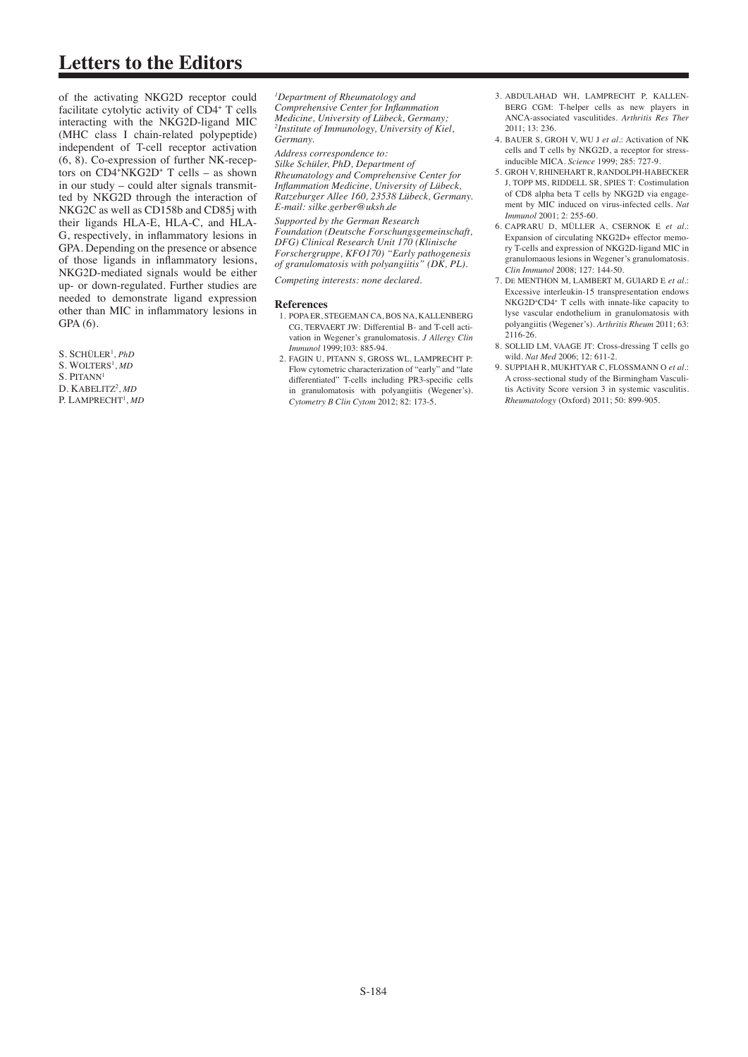of the activating NKG2D receptor could facilitate cytolytic activity of CD4+ T cells interacting with the NKG2D-ligand MIC (MHC class I chain-related polypeptide) independent of T-cell receptor activation (6, 8). Co-expression of further NK-receptors on CD4+NKG2D+ T cells – as shown in our study – could alter signals transmitted by NKG2D through the interaction of NKG2C as well as CD158b and CD85j with their ligands HLA-E, HLA-C, and HLA-G, respectively, in inflammatory lesions in GPA. Depending on the presence or absence of those ligands in inflammatory lesions, NKG2D-mediated signals would be either up- or down-regulated. Further studies are needed to demonstrate ligand expression other than MIC in inflammatory lesions in GPA (6).

S. Schüler[1], *PhD*
S. Wolters[1], *MD*
S. Pitann[1]
D. Kabelitz[2], *MD*
P. Lamprecht[1], *MD*

[1]*Department of Rheumatology and Comprehensive Center for Inflammation Medicine, University of Lübeck, Germany;* [2]*Institute of Immunology, University of Kiel, Germany.*

*Address correspondence to: Silke Schüler, PhD, Department of Rheumatology and Comprehensive Center for Inflammation Medicine, University of Lübeck, Ratzeburger Allee 160, 23538 Lübeck, Germany. E-mail: silke.gerber@uksh.de*

*Supported by the German Research Foundation (Deutsche Forschungsgemeinschaft, DFG) Clinical Research Unit 170 (Klinische Forschergruppe, KFO170) "Early pathogenesis of granulomatosis with polyangiitis" (DK, PL).*

*Competing interests: none declared.*

## References

1. Popa ER, Stegeman CA, Bos NA, Kallenberg CG, Tervaert JW: Differential B- and T-cell activation in Wegener's granulomatosis. *J Allergy Clin Immunol* 1999;103: 885-94.
2. Fagin U, Pitann S, Gross WL, Lamprecht P: Flow cytometric characterization of "early" and "late differentiated" T-cells including PR3-specific cells in granulomatosis with polyangiitis (Wegener's). *Cytometry B Clin Cytom* 2012; 82: 173-5.
3. Abdulahad WH, Lamprecht P, Kallenberg CGM: T-helper cells as new players in ANCA-associated vasculitides. *Arthritis Res Ther* 2011; 13: 236.
4. Bauer S, Groh V, Wu J *et al.*: Activation of NK cells and T cells by NKG2D, a receptor for stress-inducible MICA. *Science* 1999; 285: 727-9.
5. Groh V, Rhinehart R, Randolph-Habecker J, Topp MS, Riddell SR, Spies T: Costimulation of CD8 alpha beta T cells by NKG2D via engagement by MIC induced on virus-infected cells. *Nat Immunol* 2001; 2: 255-60.
6. Capraru D, Müller A, Csernok E *et al.*: Expansion of circulating NKG2D+ effector memory T-cells and expression of NKG2D-ligand MIC in granulomaous lesions in Wegener's granulomatosis. *Clin Immunol* 2008; 127: 144-50.
7. De Menthon M, Lambert M, Guiard E *et al.*: Excessive interleukin-15 transpresentation endows NKG2D+CD4+ T cells with innate-like capacity to lyse vascular endothelium in granulomatosis with polyangiitis (Wegener's). *Arthritis Rheum* 2011; 63: 2116-26.
8. Sollid LM, Vaage JT: Cross-dressing T cells go wild. *Nat Med* 2006; 12: 611-2.
9. Suppiah R, Mukhtyar C, Flossmann O *et al.*: A cross-sectional study of the Birmingham Vasculitis Activity Score version 3 in systemic vasculitis. *Rheumatology* (Oxford) 2011; 50: 899-905.